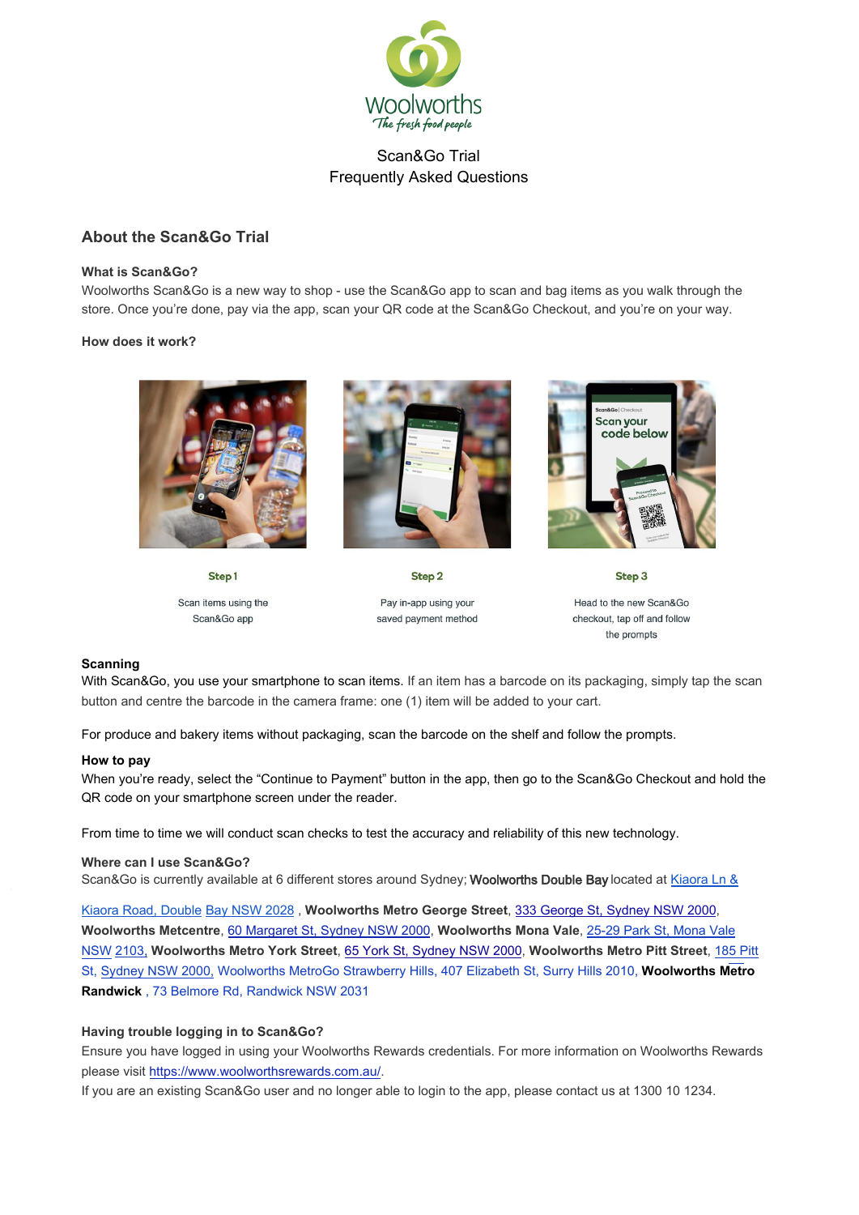# Woolworths

*The fresh food people*

Scan&Go Trial
Frequently Asked Questions

## About the Scan&Go Trial

**What is Scan&Go?**

Woolworths Scan&Go is a new way to shop - use the Scan&Go app to scan and bag items as you walk through the store. Once you're done, pay via the app, scan your QR code at the Scan&Go Checkout, and you're on your way.

**How does it work?**

**Step 1**

Scan items using the Scan&Go app

**Step 2**

Pay in-app using your saved payment method

**Step 3**

Head to the new Scan&Go checkout, tap off and follow the prompts

**Scanning**

With Scan&Go, you use your smartphone to scan items. If an item has a barcode on its packaging, simply tap the scan button and centre the barcode in the camera frame: one (1) item will be added to your cart.

For produce and bakery items without packaging, scan the barcode on the shelf and follow the prompts.

**How to pay**

When you're ready, select the "Continue to Payment" button in the app, then go to the Scan&Go Checkout and hold the QR code on your smartphone screen under the reader.

From time to time we will conduct scan checks to test the accuracy and reliability of this new technology.

**Where can I use Scan&Go?**

Scan&Go is currently available at 6 different stores around Sydney; **Woolworths Double Bay** located at Kiaora Ln & Kiaora Road, Double Bay NSW 2028 , **Woolworths Metro George Street**, 333 George St, Sydney NSW 2000, **Woolworths Metcentre**, 60 Margaret St, Sydney NSW 2000, **Woolworths Mona Vale**, 25-29 Park St, Mona Vale NSW 2103, **Woolworths Metro York Street**, 65 York St, Sydney NSW 2000, **Woolworths Metro Pitt Street**, 185 Pitt St, Sydney NSW 2000, Woolworths MetroGo Strawberry Hills, 407 Elizabeth St, Surry Hills 2010, **Woolworths Metro Randwick** , 73 Belmore Rd, Randwick NSW 2031

**Having trouble logging in to Scan&Go?**

Ensure you have logged in using your Woolworths Rewards credentials. For more information on Woolworths Rewards please visit https://www.woolworthsrewards.com.au/.

If you are an existing Scan&Go user and no longer able to login to the app, please contact us at 1300 10 1234.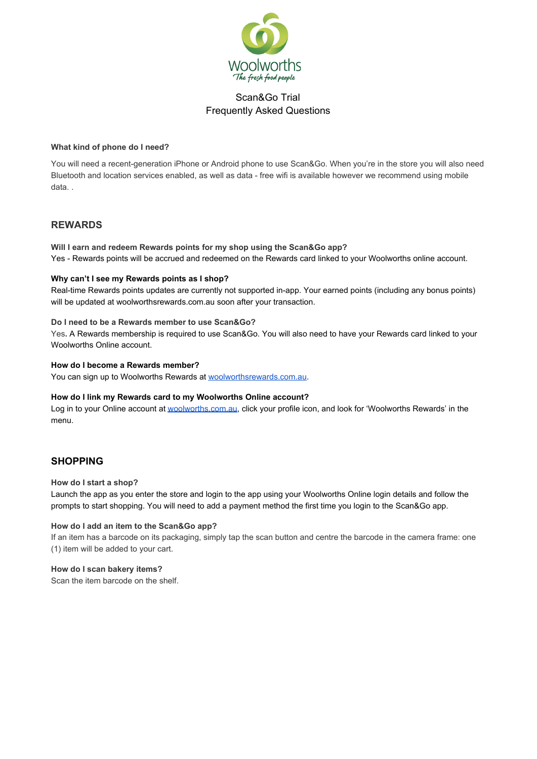Woolworths
*The fresh food people*

Scan&Go Trial
Frequently Asked Questions

**What kind of phone do I need?**

You will need a recent-generation iPhone or Android phone to use Scan&Go. When you're in the store you will also need Bluetooth and location services enabled, as well as data - free wifi is available however we recommend using mobile data. .

## REWARDS

**Will I earn and redeem Rewards points for my shop using the Scan&Go app?**
Yes - Rewards points will be accrued and redeemed on the Rewards card linked to your Woolworths online account.

**Why can't I see my Rewards points as I shop?**
Real-time Rewards points updates are currently not supported in-app. Your earned points (including any bonus points) will be updated at woolworthsrewards.com.au soon after your transaction.

**Do I need to be a Rewards member to use Scan&Go?**
Yes**.** A Rewards membership is required to use Scan&Go. You will also need to have your Rewards card linked to your Woolworths Online account.

**How do I become a Rewards member?**
You can sign up to Woolworths Rewards at [woolworthsrewards.com.au](woolworthsrewards.com.au).

**How do I link my Rewards card to my Woolworths Online account?**
Log in to your Online account at [woolworths.com.au](woolworths.com.au), click your profile icon, and look for 'Woolworths Rewards' in the menu.

## SHOPPING

**How do I start a shop?**
Launch the app as you enter the store and login to the app using your Woolworths Online login details and follow the prompts to start shopping. You will need to add a payment method the first time you login to the Scan&Go app.

**How do I add an item to the Scan&Go app?**
If an item has a barcode on its packaging, simply tap the scan button and centre the barcode in the camera frame: one (1) item will be added to your cart.

**How do I scan bakery items?**
Scan the item barcode on the shelf.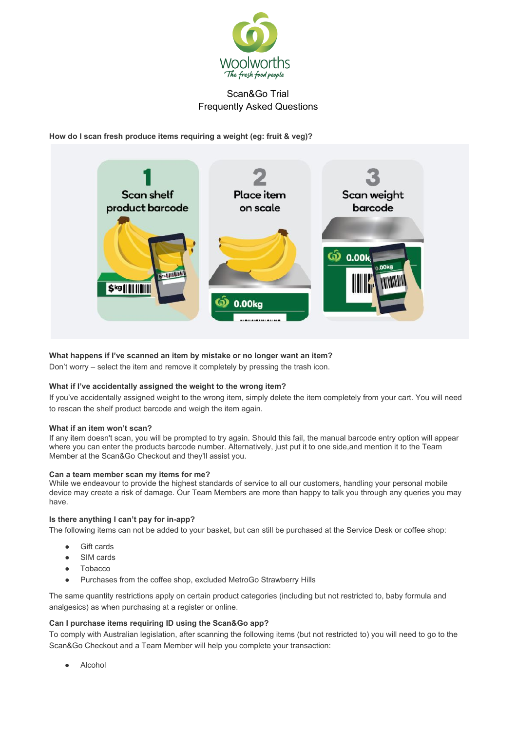Woolworths
*The fresh food people*

Scan&Go Trial
Frequently Asked Questions

**How do I scan fresh produce items requiring a weight (eg: fruit & veg)?**

1. Scan shelf product barcode
2. Place item on scale
3. Scan weight barcode

**What happens if I've scanned an item by mistake or no longer want an item?**
Don't worry – select the item and remove it completely by pressing the trash icon.

**What if I've accidentally assigned the weight to the wrong item?**
If you've accidentally assigned weight to the wrong item, simply delete the item completely from your cart. You will need to rescan the shelf product barcode and weigh the item again.

**What if an item won't scan?**
If any item doesn't scan, you will be prompted to try again. Should this fail, the manual barcode entry option will appear where you can enter the products barcode number. Alternatively, just put it to one side,and mention it to the Team Member at the Scan&Go Checkout and they'll assist you.

**Can a team member scan my items for me?**
While we endeavour to provide the highest standards of service to all our customers, handling your personal mobile device may create a risk of damage. Our Team Members are more than happy to talk you through any queries you may have.

**Is there anything I can't pay for in-app?**
The following items can not be added to your basket, but can still be purchased at the Service Desk or coffee shop:

- Gift cards
- SIM cards
- Tobacco
- Purchases from the coffee shop, excluded MetroGo Strawberry Hills

The same quantity restrictions apply on certain product categories (including but not restricted to, baby formula and analgesics) as when purchasing at a register or online.

**Can I purchase items requiring ID using the Scan&Go app?**
To comply with Australian legislation, after scanning the following items (but not restricted to) you will need to go to the Scan&Go Checkout and a Team Member will help you complete your transaction:

- Alcohol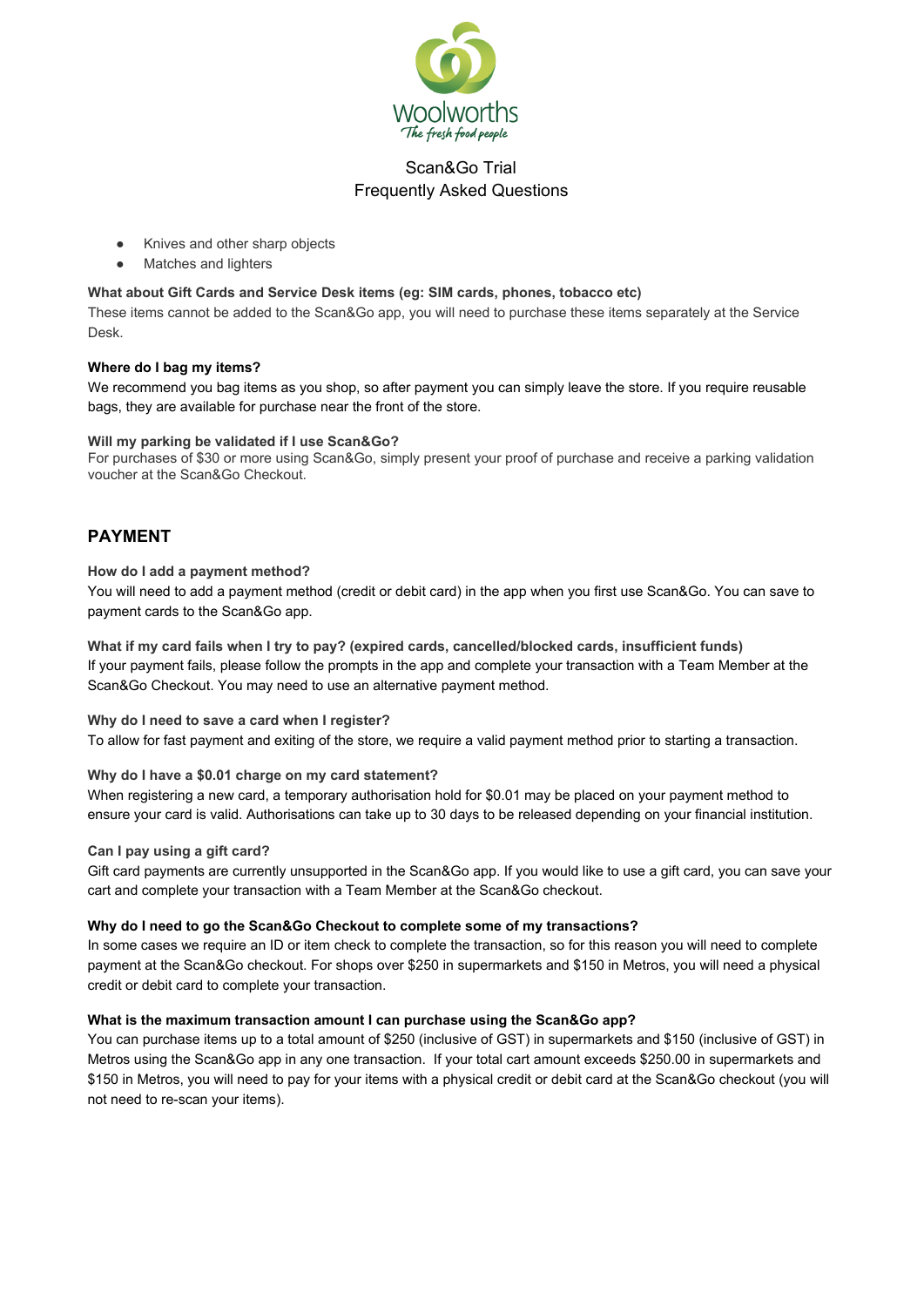- Knives and other sharp objects
- Matches and lighters

**What about Gift Cards and Service Desk items (eg: SIM cards, phones, tobacco etc)**
These items cannot be added to the Scan&Go app, you will need to purchase these items separately at the Service Desk.

**Where do I bag my items?**
We recommend you bag items as you shop, so after payment you can simply leave the store. If you require reusable bags, they are available for purchase near the front of the store.

**Will my parking be validated if I use Scan&Go?**
For purchases of $30 or more using Scan&Go, simply present your proof of purchase and receive a parking validation voucher at the Scan&Go Checkout.

## PAYMENT

**How do I add a payment method?**
You will need to add a payment method (credit or debit card) in the app when you first use Scan&Go. You can save to payment cards to the Scan&Go app.

**What if my card fails when I try to pay? (expired cards, cancelled/blocked cards, insufficient funds)**
If your payment fails, please follow the prompts in the app and complete your transaction with a Team Member at the Scan&Go Checkout. You may need to use an alternative payment method.

**Why do I need to save a card when I register?**
To allow for fast payment and exiting of the store, we require a valid payment method prior to starting a transaction.

**Why do I have a $0.01 charge on my card statement?**
When registering a new card, a temporary authorisation hold for $0.01 may be placed on your payment method to ensure your card is valid. Authorisations can take up to 30 days to be released depending on your financial institution.

**Can I pay using a gift card?**
Gift card payments are currently unsupported in the Scan&Go app. If you would like to use a gift card, you can save your cart and complete your transaction with a Team Member at the Scan&Go checkout.

**Why do I need to go the Scan&Go Checkout to complete some of my transactions?**
In some cases we require an ID or item check to complete the transaction, so for this reason you will need to complete payment at the Scan&Go checkout. For shops over $250 in supermarkets and $150 in Metros, you will need a physical credit or debit card to complete your transaction.

**What is the maximum transaction amount I can purchase using the Scan&Go app?**
You can purchase items up to a total amount of $250 (inclusive of GST) in supermarkets and $150 (inclusive of GST) in Metros using the Scan&Go app in any one transaction. If your total cart amount exceeds $250.00 in supermarkets and $150 in Metros, you will need to pay for your items with a physical credit or debit card at the Scan&Go checkout (you will not need to re-scan your items).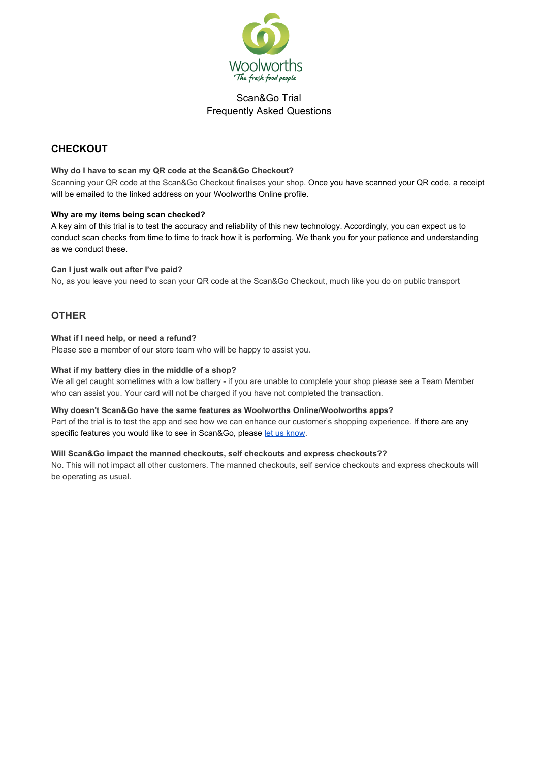Woolworths
The fresh food people

Scan&Go Trial
Frequently Asked Questions

## CHECKOUT

**Why do I have to scan my QR code at the Scan&Go Checkout?**

Scanning your QR code at the Scan&Go Checkout finalises your shop. Once you have scanned your QR code, a receipt will be emailed to the linked address on your Woolworths Online profile.

**Why are my items being scan checked?**

A key aim of this trial is to test the accuracy and reliability of this new technology. Accordingly, you can expect us to conduct scan checks from time to time to track how it is performing. We thank you for your patience and understanding as we conduct these.

**Can I just walk out after I've paid?**

No, as you leave you need to scan your QR code at the Scan&Go Checkout, much like you do on public transport

## OTHER

**What if I need help, or need a refund?**

Please see a member of our store team who will be happy to assist you.

**What if my battery dies in the middle of a shop?**

We all get caught sometimes with a low battery - if you are unable to complete your shop please see a Team Member who can assist you. Your card will not be charged if you have not completed the transaction.

**Why doesn't Scan&Go have the same features as Woolworths Online/Woolworths apps?**

Part of the trial is to test the app and see how we can enhance our customer's shopping experience. If there are any specific features you would like to see in Scan&Go, please let us know.

**Will Scan&Go impact the manned checkouts, self checkouts and express checkouts??**

No. This will not impact all other customers. The manned checkouts, self service checkouts and express checkouts will be operating as usual.